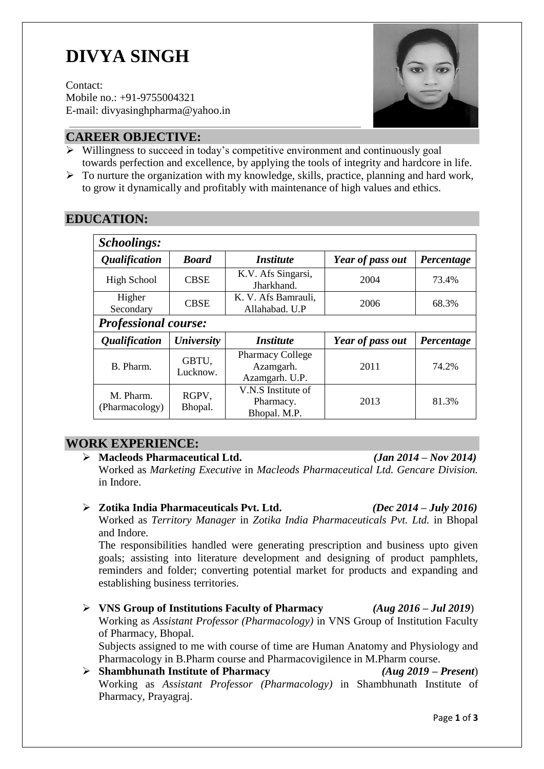# DIVYA SINGH

Contact:
Mobile no.: +91-9755004321
E-mail: divyasinghpharma@yahoo.in

## CAREER OBJECTIVE:

- Willingness to succeed in today's competitive environment and continuously goal towards perfection and excellence, by applying the tools of integrity and hardcore in life.
- To nurture the organization with my knowledge, skills, practice, planning and hard work, to grow it dynamically and profitably with maintenance of high values and ethics.

## EDUCATION:

| ***Schoolings:*** | | | | |
|---|---|---|---|---|
| ***Qualification*** | ***Board*** | ***Institute*** | ***Year of pass out*** | ***Percentage*** |
| High School | CBSE | K.V. Afs Singarsi, Jharkhand. | 2004 | 73.4% |
| Higher Secondary | CBSE | K. V. Afs Bamrauli, Allahabad. U.P | 2006 | 68.3% |
| ***Professional course:*** | | | | |
| ***Qualification*** | ***University*** | ***Institute*** | ***Year of pass out*** | ***Percentage*** |
| B. Pharm. | GBTU, Lucknow. | Pharmacy College Azamgarh. Azamgarh. U.P. | 2011 | 74.2% |
| M. Pharm. (Pharmacology) | RGPV, Bhopal. | V.N.S Institute of Pharmacy. Bhopal. M.P. | 2013 | 81.3% |

## WORK EXPERIENCE:

- **Macleods Pharmaceutical Ltd.** ***(Jan 2014 – Nov 2014)***
  Worked as *Marketing Executive* in *Macleods Pharmaceutical Ltd. Gencare Division.* in Indore.

- **Zotika India Pharmaceuticals Pvt. Ltd.** ***(Dec 2014 – July 2016)***
  Worked as *Territory Manager* in *Zotika India Pharmaceuticals Pvt. Ltd.* in Bhopal and Indore.
  The responsibilities handled were generating prescription and business upto given goals; assisting into literature development and designing of product pamphlets, reminders and folder; converting potential market for products and expanding and establishing business territories.

- **VNS Group of Institutions Faculty of Pharmacy** ***(Aug 2016 – Jul 2019)***
  Working as *Assistant Professor (Pharmacology)* in VNS Group of Institution Faculty of Pharmacy, Bhopal.
  Subjects assigned to me with course of time are Human Anatomy and Physiology and Pharmacology in B.Pharm course and Pharmacovigilence in M.Pharm course.
- **Shambhunath Institute of Pharmacy** ***(Aug 2019 – Present)***
  Working as *Assistant Professor (Pharmacology)* in Shambhunath Institute of Pharmacy, Prayagraj.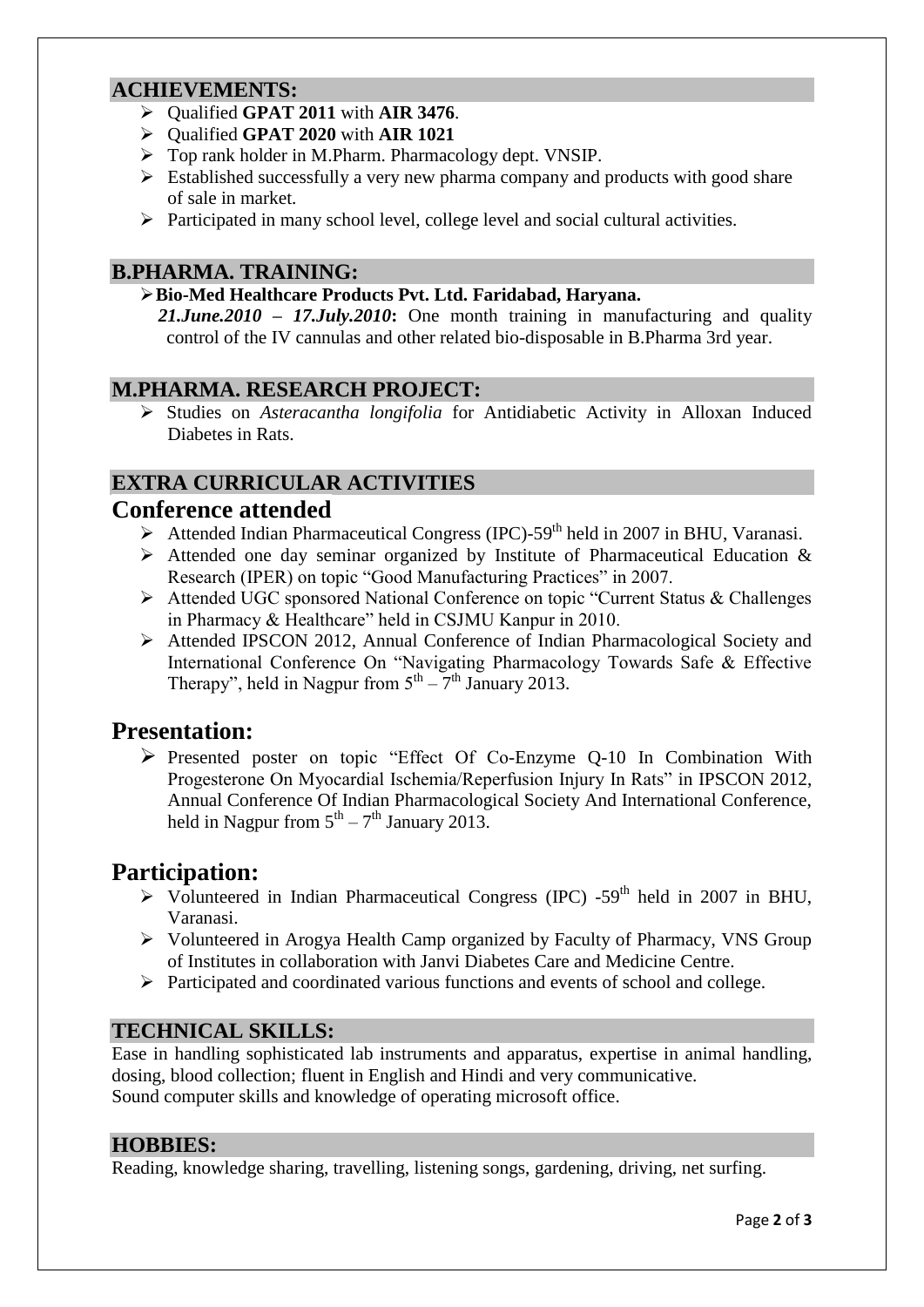## ACHIEVEMENTS:

- Qualified **GPAT 2011** with **AIR 3476**.
- Qualified **GPAT 2020** with **AIR 1021**
- Top rank holder in M.Pharm. Pharmacology dept. VNSIP.
- Established successfully a very new pharma company and products with good share of sale in market.
- Participated in many school level, college level and social cultural activities.

## B.PHARMA. TRAINING:

- **Bio-Med Healthcare Products Pvt. Ltd. Faridabad, Haryana.**
  ***21.June.2010 – 17.July.2010*:** One month training in manufacturing and quality control of the IV cannulas and other related bio-disposable in B.Pharma 3rd year.

## M.PHARMA. RESEARCH PROJECT:

- Studies on *Asteracantha longifolia* for Antidiabetic Activity in Alloxan Induced Diabetes in Rats.

## EXTRA CURRICULAR ACTIVITIES

### Conference attended

- Attended Indian Pharmaceutical Congress (IPC)-59th held in 2007 in BHU, Varanasi.
- Attended one day seminar organized by Institute of Pharmaceutical Education & Research (IPER) on topic "Good Manufacturing Practices" in 2007.
- Attended UGC sponsored National Conference on topic "Current Status & Challenges in Pharmacy & Healthcare" held in CSJMU Kanpur in 2010.
- Attended IPSCON 2012, Annual Conference of Indian Pharmacological Society and International Conference On "Navigating Pharmacology Towards Safe & Effective Therapy", held in Nagpur from 5th – 7th January 2013.

### Presentation:

- Presented poster on topic "Effect Of Co-Enzyme Q-10 In Combination With Progesterone On Myocardial Ischemia/Reperfusion Injury In Rats" in IPSCON 2012, Annual Conference Of Indian Pharmacological Society And International Conference, held in Nagpur from 5th – 7th January 2013.

### Participation:

- Volunteered in Indian Pharmaceutical Congress (IPC) -59th held in 2007 in BHU, Varanasi.
- Volunteered in Arogya Health Camp organized by Faculty of Pharmacy, VNS Group of Institutes in collaboration with Janvi Diabetes Care and Medicine Centre.
- Participated and coordinated various functions and events of school and college.

## TECHNICAL SKILLS:

Ease in handling sophisticated lab instruments and apparatus, expertise in animal handling, dosing, blood collection; fluent in English and Hindi and very communicative.
Sound computer skills and knowledge of operating microsoft office.

## HOBBIES:

Reading, knowledge sharing, travelling, listening songs, gardening, driving, net surfing.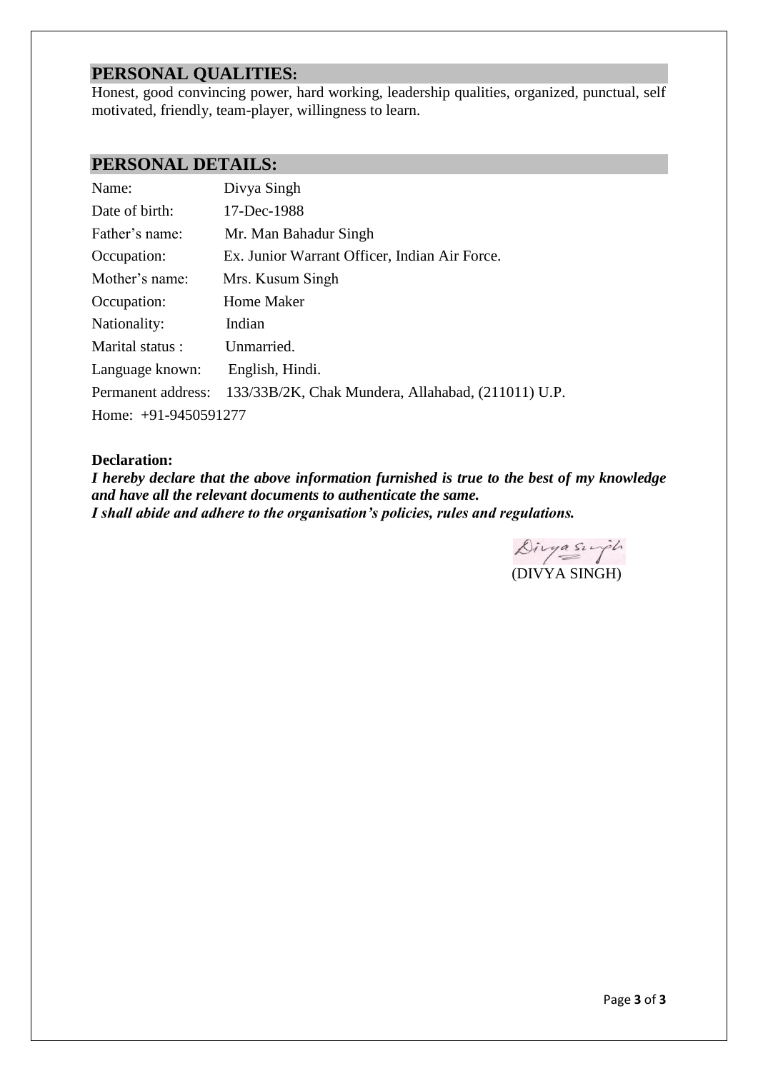## PERSONAL QUALITIES:

Honest, good convincing power, hard working, leadership qualities, organized, punctual, self motivated, friendly, team-player, willingness to learn.

## PERSONAL DETAILS:

| | |
|---|---|
| Name: | Divya Singh |
| Date of birth: | 17-Dec-1988 |
| Father's name: | Mr. Man Bahadur Singh |
| Occupation: | Ex. Junior Warrant Officer, Indian Air Force. |
| Mother's name: | Mrs. Kusum Singh |
| Occupation: | Home Maker |
| Nationality: | Indian |
| Marital status : | Unmarried. |
| Language known: | English, Hindi. |
| Permanent address: | 133/33B/2K, Chak Mundera, Allahabad, (211011) U.P. |

Home: +91-9450591277

**Declaration:**

***I hereby declare that the above information furnished is true to the best of my knowledge and have all the relevant documents to authenticate the same.***
***I shall abide and adhere to the organisation's policies, rules and regulations.***

Divya Singh

(DIVYA SINGH)